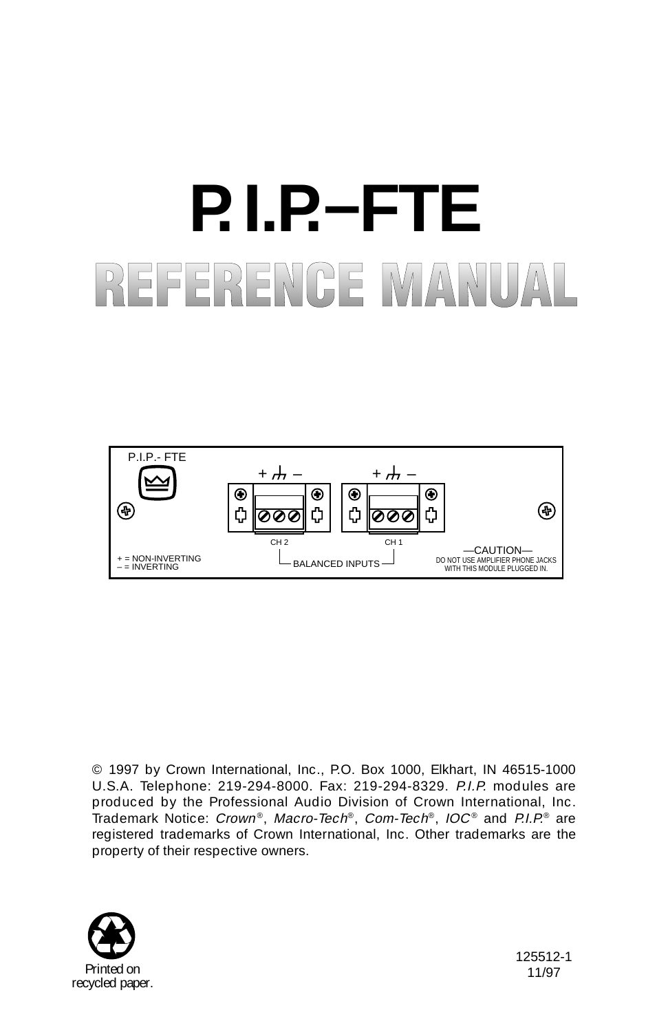# P.I.P.–FTE

## REFERENCE MANUAL

P.I.P.- FTE

+ ⏚ – + ⏚ –

CH 2 CH 1

BALANCED INPUTS

+ = NON-INVERTING
– = INVERTING

—CAUTION—
DO NOT USE AMPLIFIER PHONE JACKS WITH THIS MODULE PLUGGED IN.

© 1997 by Crown International, Inc., P.O. Box 1000, Elkhart, IN 46515-1000 U.S.A. Telephone: 219-294-8000. Fax: 219-294-8329. *P.I.P.* modules are produced by the Professional Audio Division of Crown International, Inc. Trademark Notice: *Crown®*, *Macro-Tech®*, *Com-Tech®*, *IOC®* and *P.I.P.®* are registered trademarks of Crown International, Inc. Other trademarks are the property of their respective owners.

Printed on recycled paper.

125512-1
11/97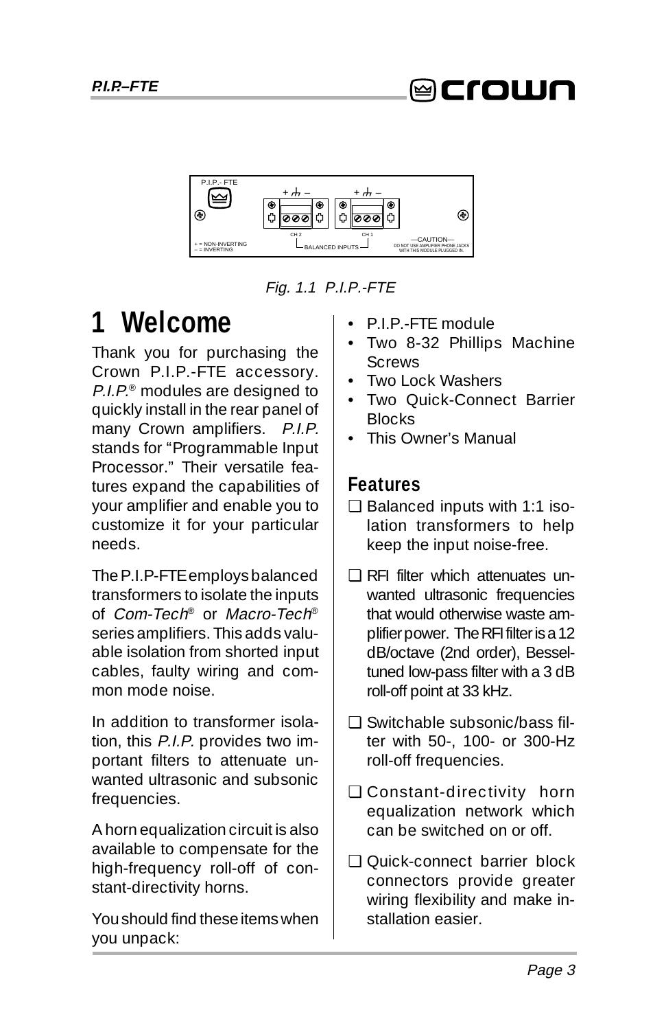Fig. 1.1 P.I.P.-FTE

# 1 Welcome

Thank you for purchasing the Crown P.I.P.-FTE accessory. *P.I.P.*® modules are designed to quickly install in the rear panel of many Crown amplifiers. *P.I.P.* stands for “Programmable Input Processor.” Their versatile features expand the capabilities of your amplifier and enable you to customize it for your particular needs.

The P.I.P-FTE employs balanced transformers to isolate the inputs of *Com-Tech*® or *Macro-Tech*® series amplifiers. This adds valuable isolation from shorted input cables, faulty wiring and common mode noise.

In addition to transformer isolation, this *P.I.P.* provides two important filters to attenuate unwanted ultrasonic and subsonic frequencies.

A horn equalization circuit is also available to compensate for the high-frequency roll-off of constant-directivity horns.

You should find these items when you unpack:

- P.I.P.-FTE module
- Two 8-32 Phillips Machine Screws
- Two Lock Washers
- Two Quick-Connect Barrier Blocks
- This Owner’s Manual

## Features

- ❑ Balanced inputs with 1:1 isolation transformers to help keep the input noise-free.
- ❑ RFI filter which attenuates unwanted ultrasonic frequencies that would otherwise waste amplifier power. The RFI filter is a 12 dB/octave (2nd order), Bessel-tuned low-pass filter with a 3 dB roll-off point at 33 kHz.
- ❑ Switchable subsonic/bass filter with 50-, 100- or 300-Hz roll-off frequencies.
- ❑ Constant-directivity horn equalization network which can be switched on or off.
- ❑ Quick-connect barrier block connectors provide greater wiring flexibility and make installation easier.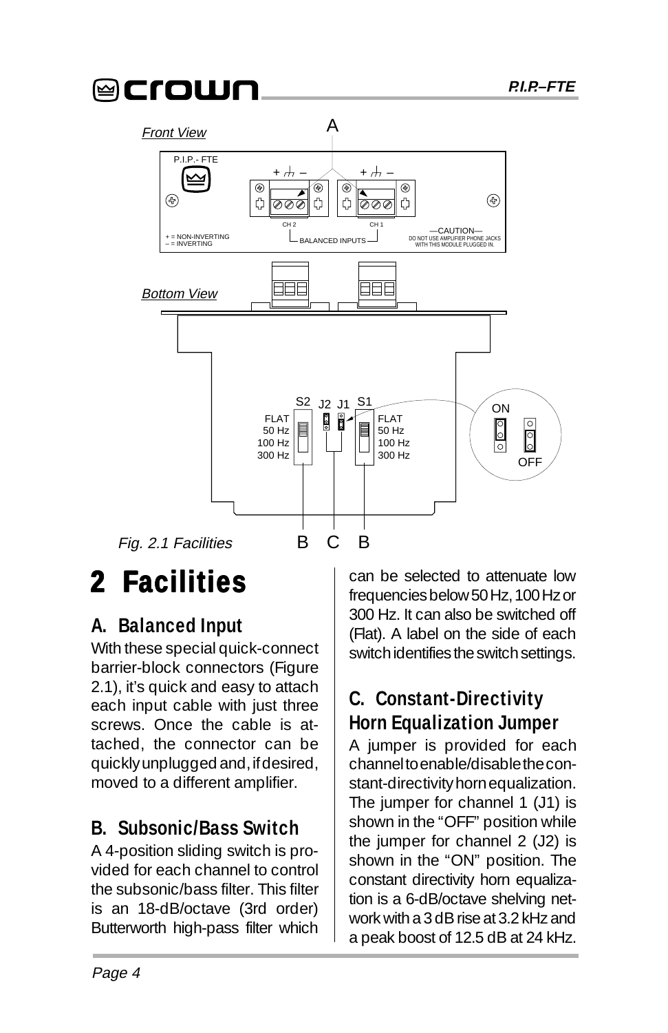Fig. 2.1 Facilities

# 2 Facilities

## A. Balanced Input

With these special quick-connect barrier-block connectors (Figure 2.1), it's quick and easy to attach each input cable with just three screws. Once the cable is attached, the connector can be quickly unplugged and, if desired, moved to a different amplifier.

## B. Subsonic/Bass Switch

A 4-position sliding switch is provided for each channel to control the subsonic/bass filter. This filter is an 18-dB/octave (3rd order) Butterworth high-pass filter which can be selected to attenuate low frequencies below 50 Hz, 100 Hz or 300 Hz. It can also be switched off (Flat). A label on the side of each switch identifies the switch settings.

## C. Constant-Directivity Horn Equalization Jumper

A jumper is provided for each channel to enable/disable the constant-directivity horn equalization. The jumper for channel 1 (J1) is shown in the "OFF" position while the jumper for channel 2 (J2) is shown in the "ON" position. The constant directivity horn equalization is a 6-dB/octave shelving network with a 3 dB rise at 3.2 kHz and a peak boost of 12.5 dB at 24 kHz.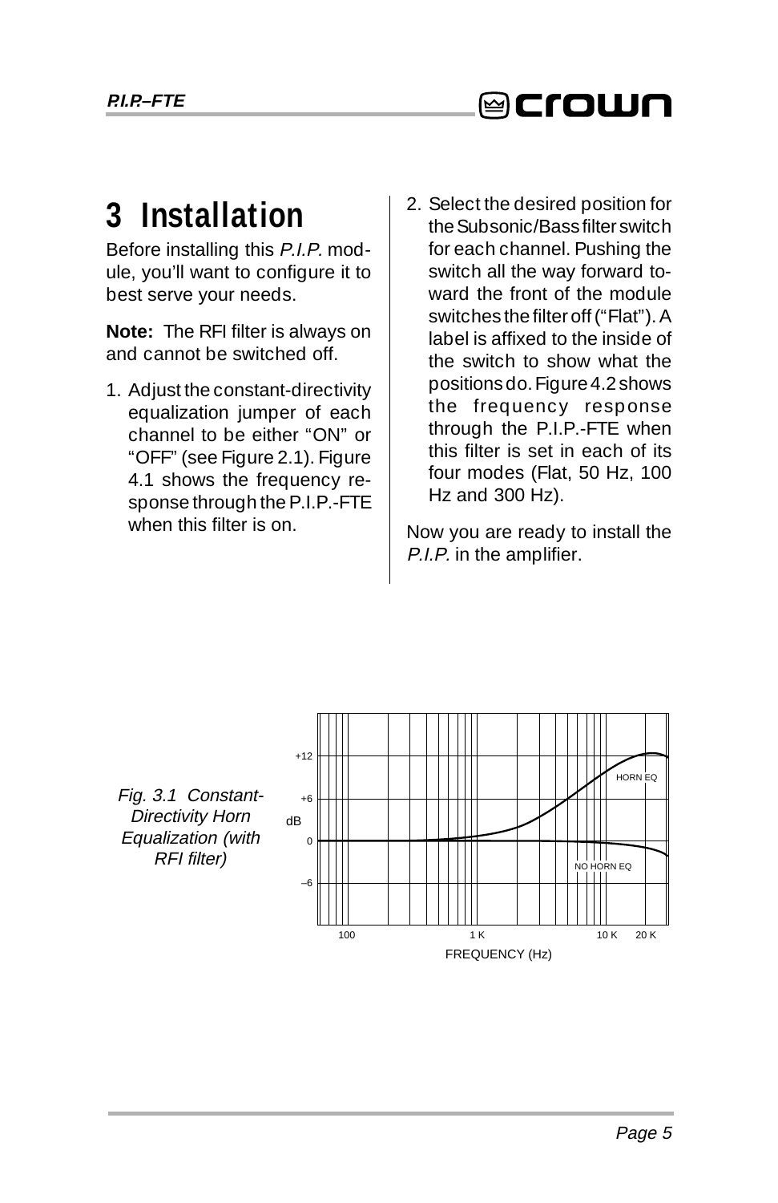# 3 Installation

Before installing this *P.I.P.* module, you'll want to configure it to best serve your needs.

**Note:** The RFI filter is always on and cannot be switched off.

1. Adjust the constant-directivity equalization jumper of each channel to be either "ON" or "OFF" (see Figure 2.1). Figure 4.1 shows the frequency response through the P.I.P.-FTE when this filter is on.
2. Select the desired position for the Subsonic/Bass filter switch for each channel. Pushing the switch all the way forward toward the front of the module switches the filter off ("Flat"). A label is affixed to the inside of the switch to show what the positions do. Figure 4.2 shows the frequency response through the P.I.P.-FTE when this filter is set in each of its four modes (Flat, 50 Hz, 100 Hz and 300 Hz).

Now you are ready to install the *P.I.P.* in the amplifier.

*Fig. 3.1 Constant-Directivity Horn Equalization (with RFI filter)*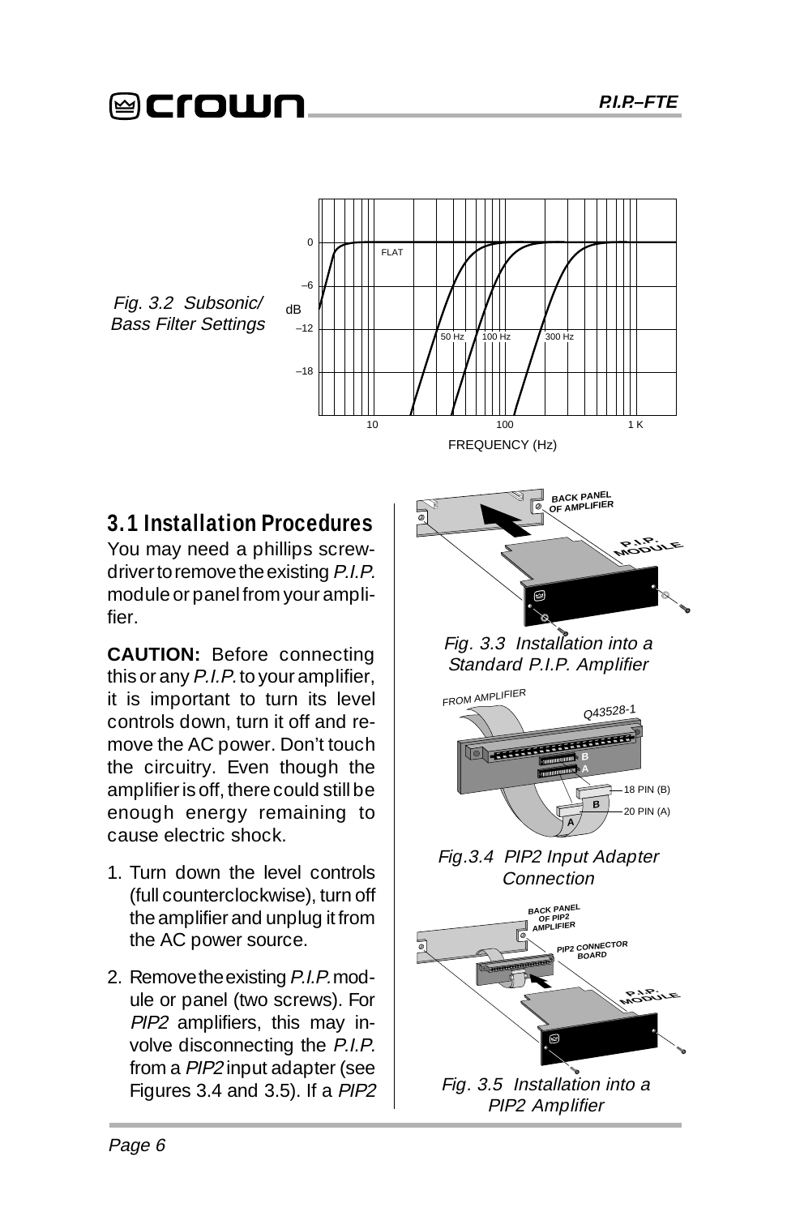Fig. 3.2 Subsonic/ Bass Filter Settings

## 3.1 Installation Procedures

You may need a phillips screwdriver to remove the existing *P.I.P.* module or panel from your amplifier.

**CAUTION:** Before connecting this or any *P.I.P.* to your amplifier, it is important to turn its level controls down, turn it off and remove the AC power. Don't touch the circuitry. Even though the amplifier is off, there could still be enough energy remaining to cause electric shock.

1. Turn down the level controls (full counterclockwise), turn off the amplifier and unplug it from the AC power source.
2. Remove the existing *P.I.P.* module or panel (two screws). For *PIP2* amplifiers, this may involve disconnecting the *P.I.P.* from a *PIP2* input adapter (see Figures 3.4 and 3.5). If a *PIP2*

Fig. 3.3 Installation into a Standard P.I.P. Amplifier

Fig.3.4 PIP2 Input Adapter Connection

Fig. 3.5 Installation into a PIP2 Amplifier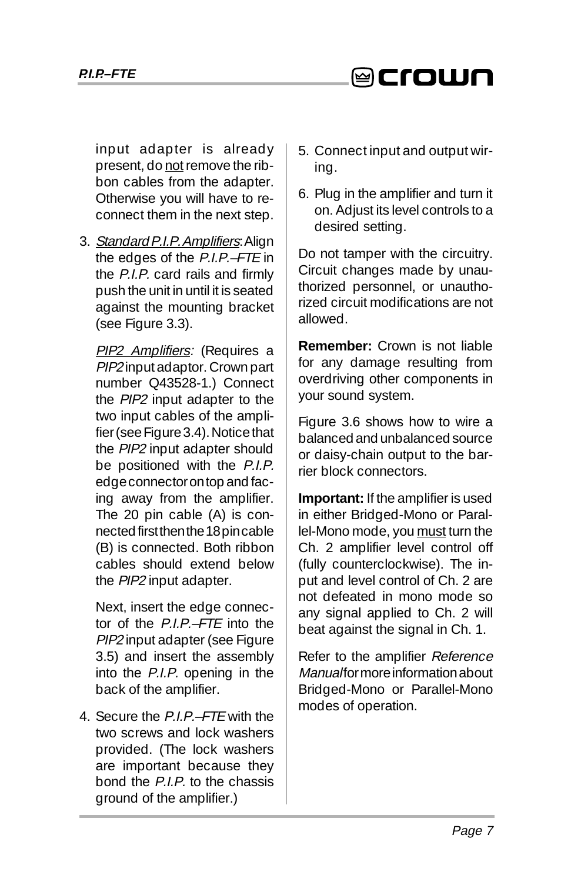input adapter is already present, do <u>not</u> remove the ribbon cables from the adapter. Otherwise you will have to reconnect them in the next step.

3. *<u>Standard P.I.P. Amplifiers</u>*: Align the edges of the *P.I.P.–FTE* in the *P.I.P.* card rails and firmly push the unit in until it is seated against the mounting bracket (see Figure 3.3).

   *<u>PIP2 Amplifiers</u>:* (Requires a *PIP2* input adaptor. Crown part number Q43528-1.) Connect the *PIP2* input adapter to the two input cables of the amplifier (see Figure 3.4). Notice that the *PIP2* input adapter should be positioned with the *P.I.P.* edge connector on top and facing away from the amplifier. The 20 pin cable (A) is connected first then the 18 pin cable (B) is connected. Both ribbon cables should extend below the *PIP2* input adapter.

   Next, insert the edge connector of the *P.I.P.–FTE* into the *PIP2* input adapter (see Figure 3.5) and insert the assembly into the *P.I.P.* opening in the back of the amplifier.

4. Secure the *P.I.P.–FTE* with the two screws and lock washers provided. (The lock washers are important because they bond the *P.I.P.* to the chassis ground of the amplifier.)

5. Connect input and output wiring.

6. Plug in the amplifier and turn it on. Adjust its level controls to a desired setting.

Do not tamper with the circuitry. Circuit changes made by unauthorized personnel, or unauthorized circuit modifications are not allowed.

**Remember:** Crown is not liable for any damage resulting from overdriving other components in your sound system.

Figure 3.6 shows how to wire a balanced and unbalanced source or daisy-chain output to the barrier block connectors.

**Important:** If the amplifier is used in either Bridged-Mono or Parallel-Mono mode, you <u>must</u> turn the Ch. 2 amplifier level control off (fully counterclockwise). The input and level control of Ch. 2 are not defeated in mono mode so any signal applied to Ch. 2 will beat against the signal in Ch. 1.

Refer to the amplifier *Reference Manual* for more information about Bridged-Mono or Parallel-Mono modes of operation.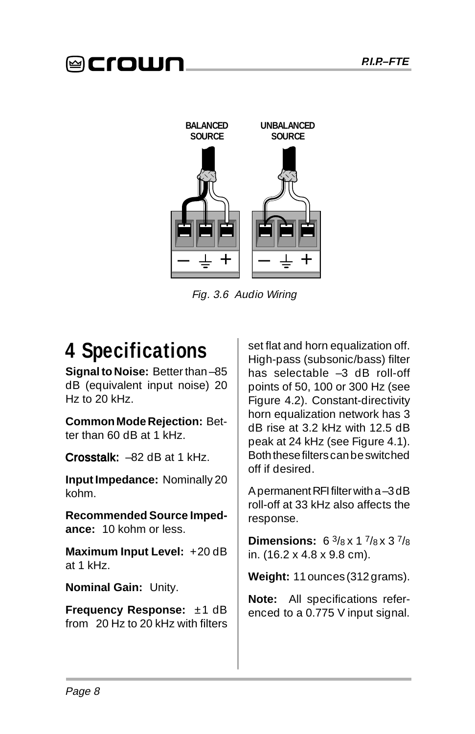BALANCED SOURCE

UNBALANCED SOURCE

*Fig. 3.6 Audio Wiring*

# 4 Specifications

**Signal to Noise:** Better than –85 dB (equivalent input noise) 20 Hz to 20 kHz.

**Common Mode Rejection:** Better than 60 dB at 1 kHz.

**Crosstalk:** –82 dB at 1 kHz.

**Input Impedance:** Nominally 20 kohm.

**Recommended Source Impedance:** 10 kohm or less.

**Maximum Input Level:** +20 dB at 1 kHz.

**Nominal Gain:** Unity.

**Frequency Response:** ±1 dB from 20 Hz to 20 kHz with filters set flat and horn equalization off. High-pass (subsonic/bass) filter has selectable –3 dB roll-off points of 50, 100 or 300 Hz (see Figure 4.2). Constant-directivity horn equalization network has 3 dB rise at 3.2 kHz with 12.5 dB peak at 24 kHz (see Figure 4.1). Both these filters can be switched off if desired.

A permanent RFI filter with a –3 dB roll-off at 33 kHz also affects the response.

**Dimensions:** 6 3/8 x 1 7/8 x 3 7/8 in. (16.2 x 4.8 x 9.8 cm).

**Weight:** 11 ounces (312 grams).

**Note:** All specifications referenced to a 0.775 V input signal.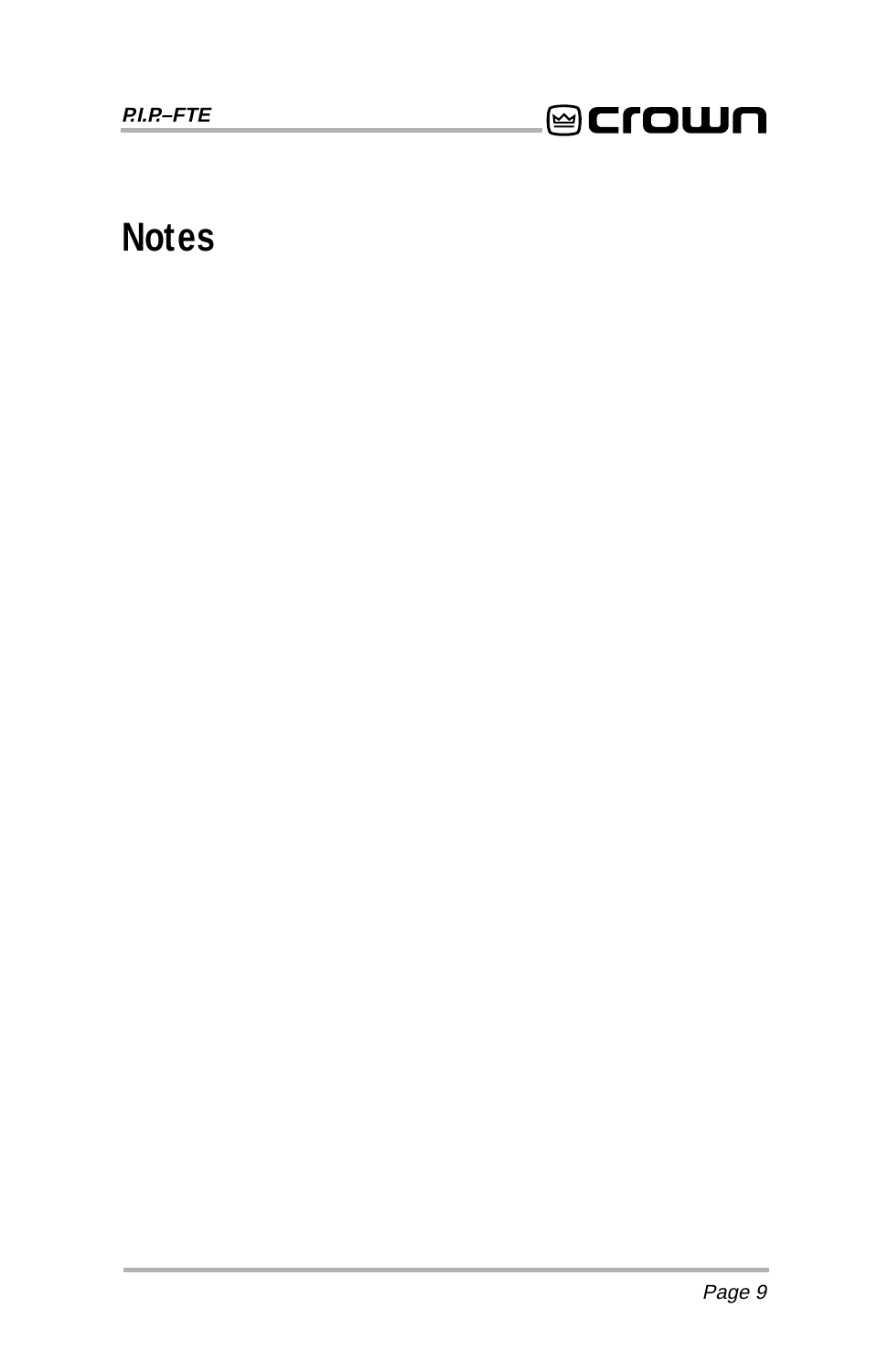# Notes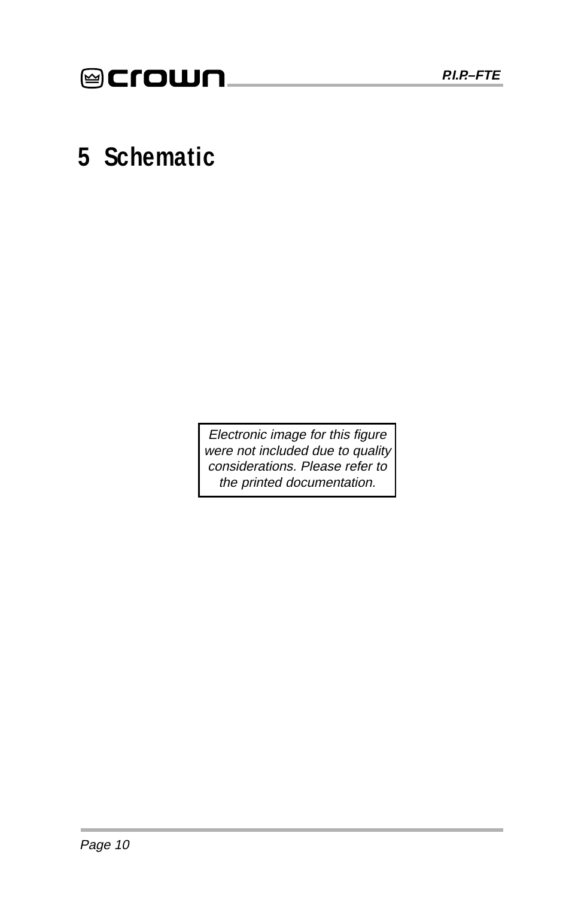# 5 Schematic

*Electronic image for this figure were not included due to quality considerations. Please refer to the printed documentation.*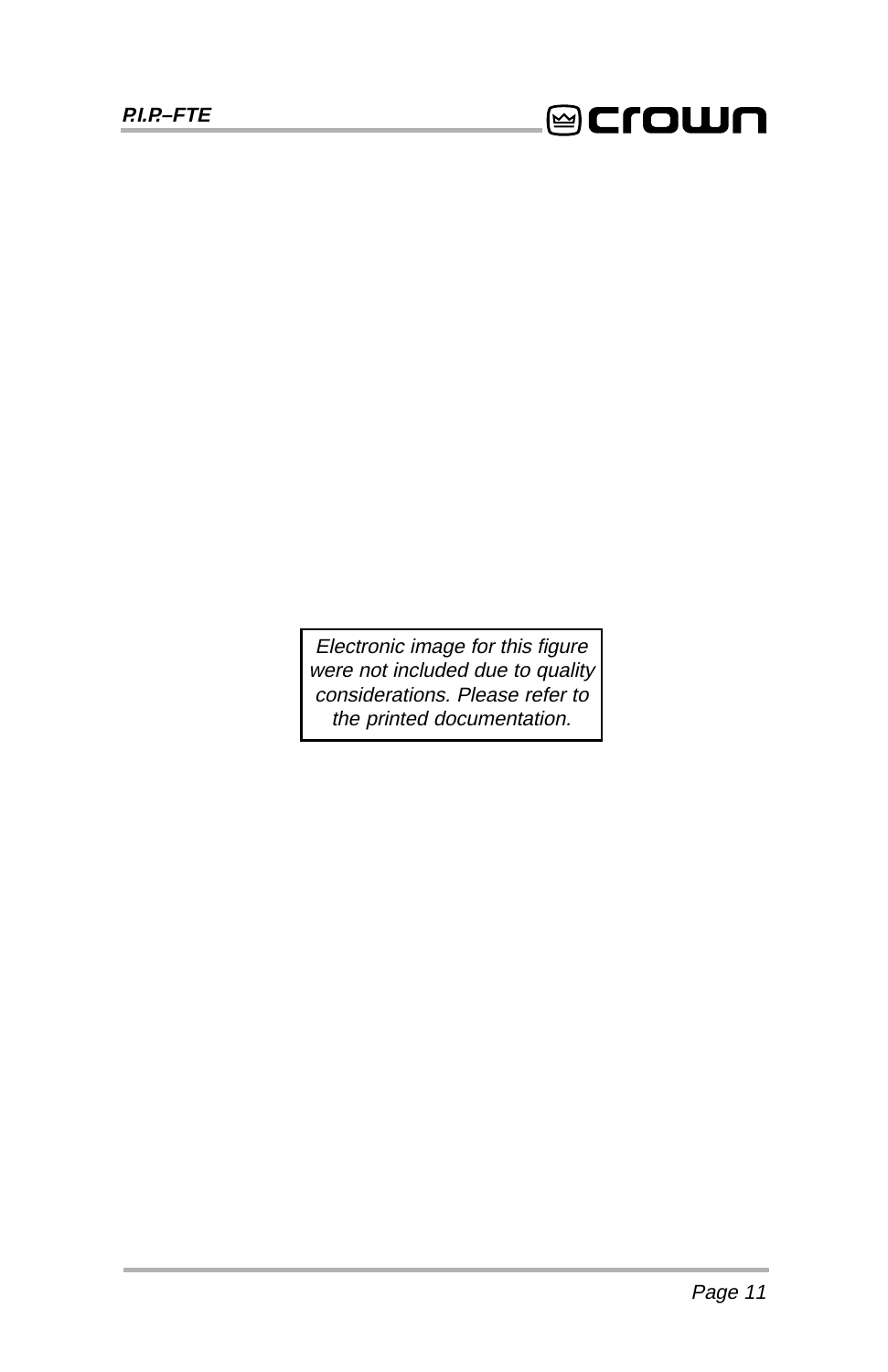Electronic image for this figure were not included due to quality considerations. Please refer to the printed documentation.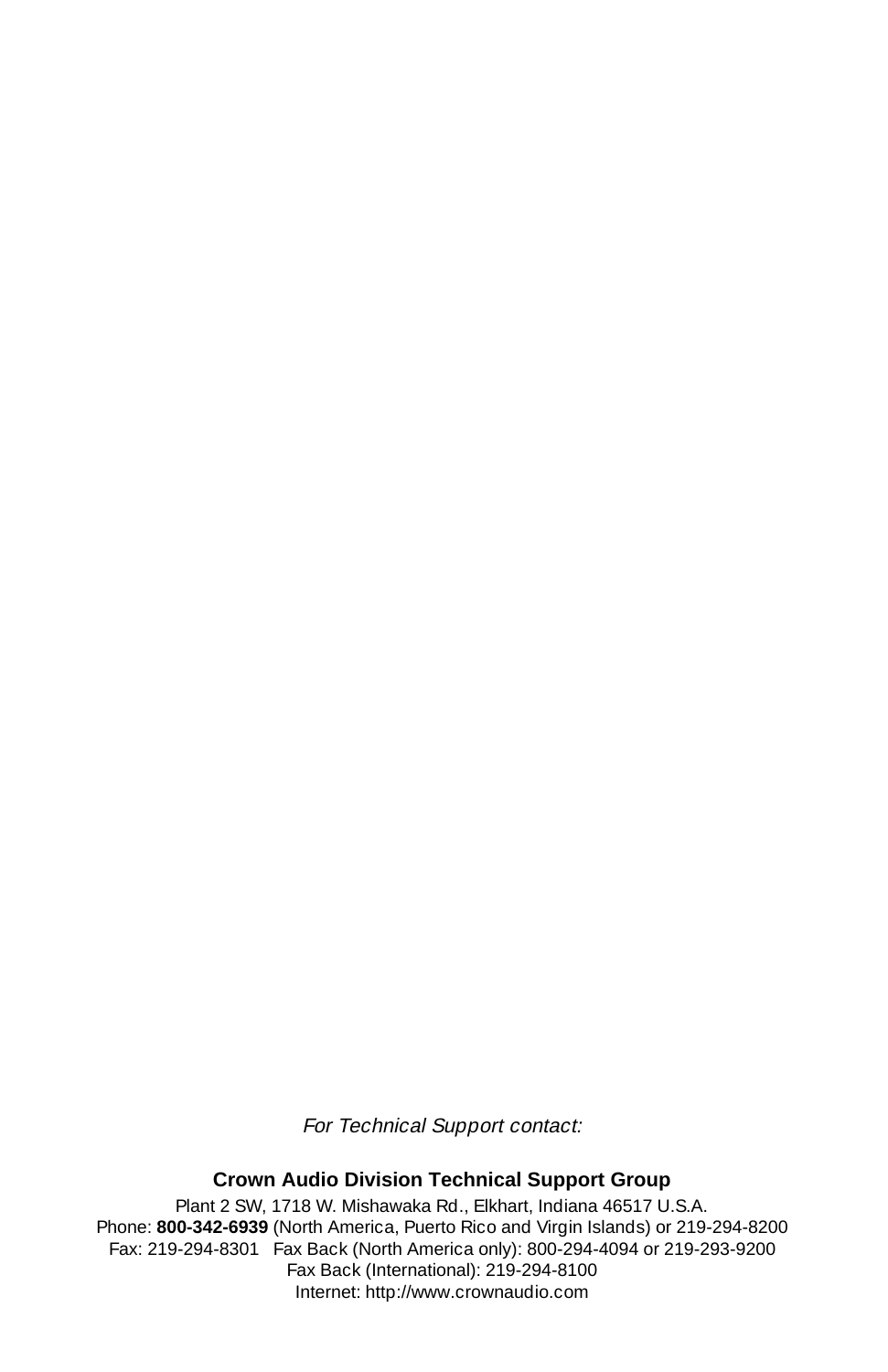*For Technical Support contact:*

**Crown Audio Division Technical Support Group**

Plant 2 SW, 1718 W. Mishawaka Rd., Elkhart, Indiana 46517 U.S.A.
Phone: **800-342-6939** (North America, Puerto Rico and Virgin Islands) or 219-294-8200
Fax: 219-294-8301   Fax Back (North America only): 800-294-4094 or 219-293-9200
Fax Back (International): 219-294-8100
Internet: http://www.crownaudio.com